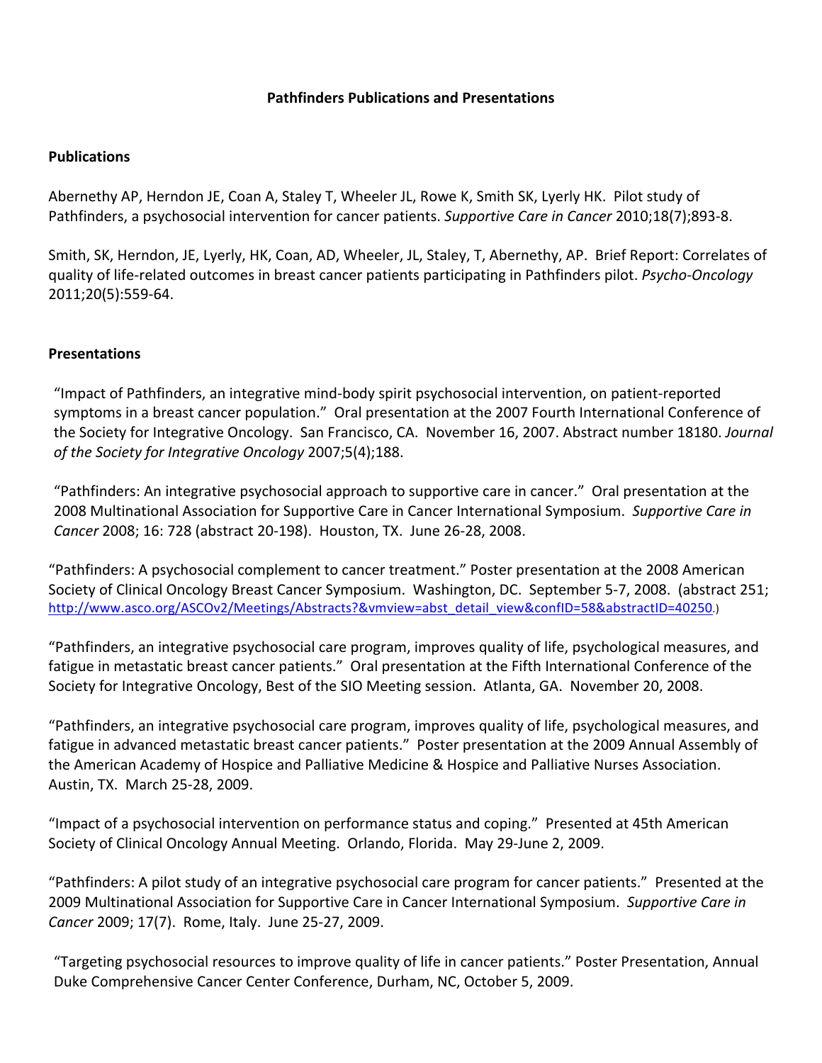**Pathfinders Publications and Presentations**

## Publications

Abernethy AP, Herndon JE, Coan A, Staley T, Wheeler JL, Rowe K, Smith SK, Lyerly HK. Pilot study of Pathfinders, a psychosocial intervention for cancer patients. *Supportive Care in Cancer* 2010;18(7);893-8.

Smith, SK, Herndon, JE, Lyerly, HK, Coan, AD, Wheeler, JL, Staley, T, Abernethy, AP. Brief Report: Correlates of quality of life-related outcomes in breast cancer patients participating in Pathfinders pilot. *Psycho-Oncology* 2011;20(5):559-64.

## Presentations

"Impact of Pathfinders, an integrative mind-body spirit psychosocial intervention, on patient-reported symptoms in a breast cancer population." Oral presentation at the 2007 Fourth International Conference of the Society for Integrative Oncology. San Francisco, CA. November 16, 2007. Abstract number 18180. *Journal of the Society for Integrative Oncology* 2007;5(4);188.

"Pathfinders: An integrative psychosocial approach to supportive care in cancer." Oral presentation at the 2008 Multinational Association for Supportive Care in Cancer International Symposium. *Supportive Care in Cancer* 2008; 16: 728 (abstract 20-198). Houston, TX. June 26-28, 2008.

"Pathfinders: A psychosocial complement to cancer treatment." Poster presentation at the 2008 American Society of Clinical Oncology Breast Cancer Symposium. Washington, DC. September 5-7, 2008. (abstract 251; http://www.asco.org/ASCOv2/Meetings/Abstracts?&vmview=abst_detail_view&confID=58&abstractID=40250.)

"Pathfinders, an integrative psychosocial care program, improves quality of life, psychological measures, and fatigue in metastatic breast cancer patients." Oral presentation at the Fifth International Conference of the Society for Integrative Oncology, Best of the SIO Meeting session. Atlanta, GA. November 20, 2008.

"Pathfinders, an integrative psychosocial care program, improves quality of life, psychological measures, and fatigue in advanced metastatic breast cancer patients." Poster presentation at the 2009 Annual Assembly of the American Academy of Hospice and Palliative Medicine & Hospice and Palliative Nurses Association. Austin, TX. March 25-28, 2009.

"Impact of a psychosocial intervention on performance status and coping." Presented at 45th American Society of Clinical Oncology Annual Meeting. Orlando, Florida. May 29-June 2, 2009.

"Pathfinders: A pilot study of an integrative psychosocial care program for cancer patients." Presented at the 2009 Multinational Association for Supportive Care in Cancer International Symposium. *Supportive Care in Cancer* 2009; 17(7). Rome, Italy. June 25-27, 2009.

"Targeting psychosocial resources to improve quality of life in cancer patients." Poster Presentation, Annual Duke Comprehensive Cancer Center Conference, Durham, NC, October 5, 2009.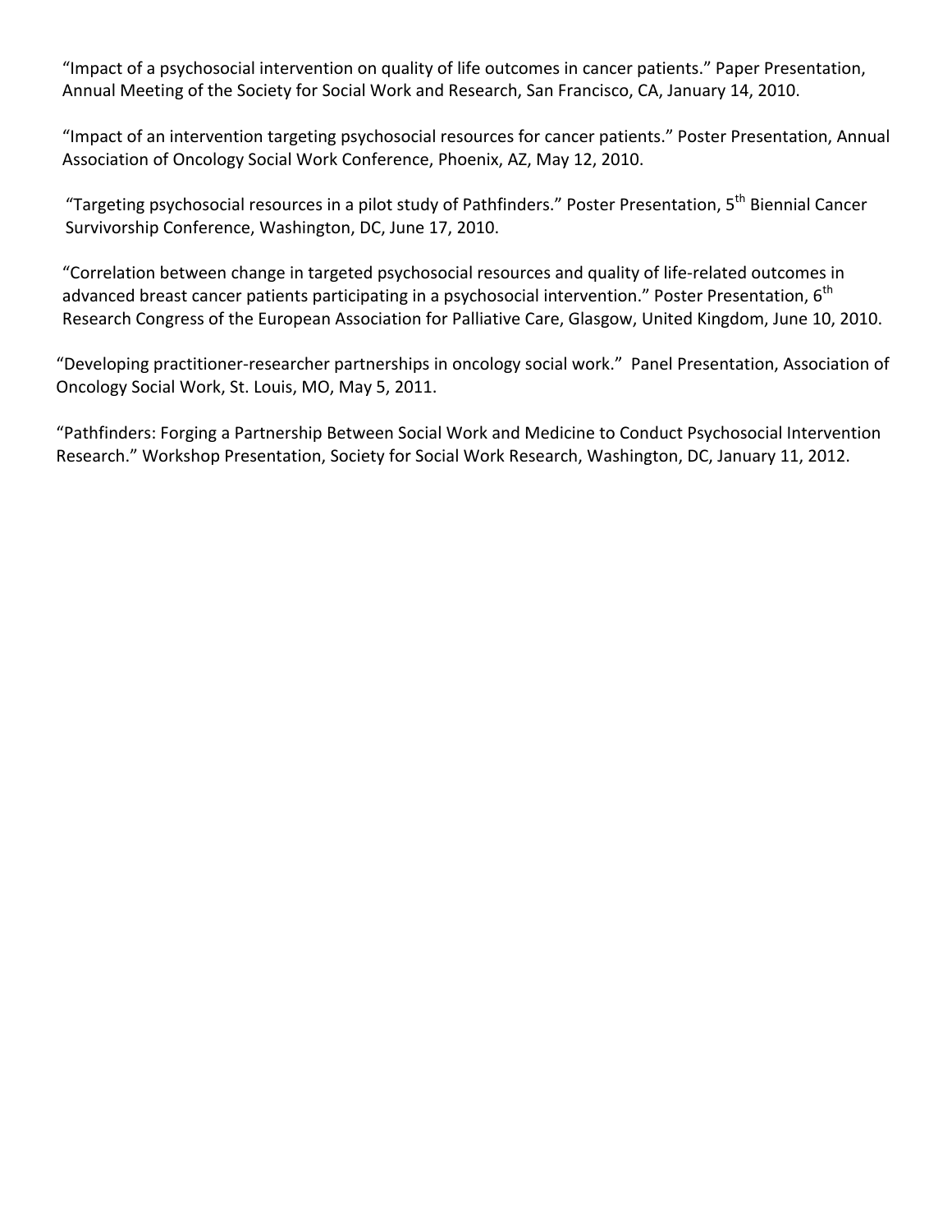"Impact of a psychosocial intervention on quality of life outcomes in cancer patients." Paper Presentation, Annual Meeting of the Society for Social Work and Research, San Francisco, CA, January 14, 2010.

"Impact of an intervention targeting psychosocial resources for cancer patients." Poster Presentation, Annual Association of Oncology Social Work Conference, Phoenix, AZ, May 12, 2010.

"Targeting psychosocial resources in a pilot study of Pathfinders." Poster Presentation, 5th Biennial Cancer Survivorship Conference, Washington, DC, June 17, 2010.

"Correlation between change in targeted psychosocial resources and quality of life-related outcomes in advanced breast cancer patients participating in a psychosocial intervention." Poster Presentation, 6th Research Congress of the European Association for Palliative Care, Glasgow, United Kingdom, June 10, 2010.

"Developing practitioner-researcher partnerships in oncology social work." Panel Presentation, Association of Oncology Social Work, St. Louis, MO, May 5, 2011.

"Pathfinders: Forging a Partnership Between Social Work and Medicine to Conduct Psychosocial Intervention Research." Workshop Presentation, Society for Social Work Research, Washington, DC, January 11, 2012.